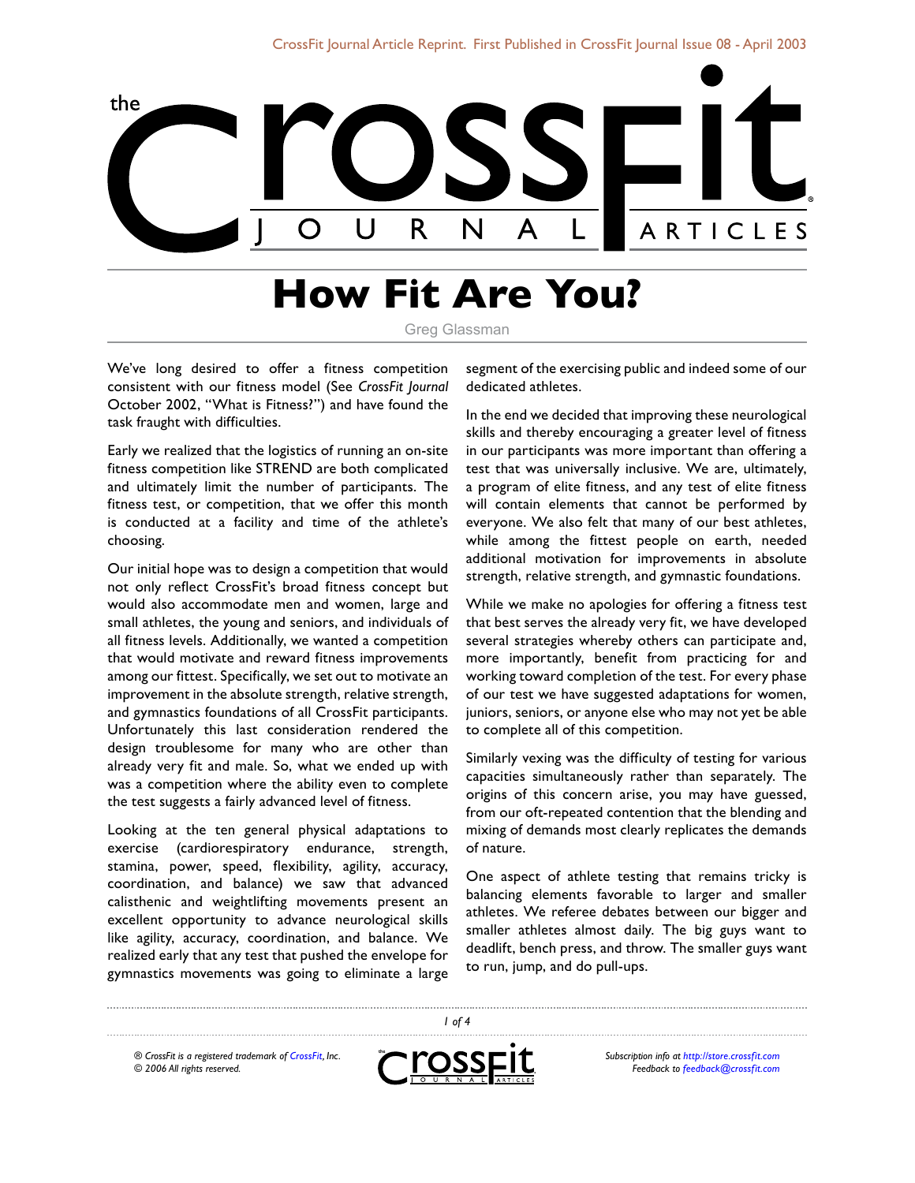# How Fit Are You?

Greg Glassman

We've long desired to offer a fitness competition consistent with our fitness model (See *CrossFit Journal* October 2002, "What is Fitness?") and have found the task fraught with difficulties.

Early we realized that the logistics of running an on-site fitness competition like STREND are both complicated and ultimately limit the number of participants. The fitness test, or competition, that we offer this month is conducted at a facility and time of the athlete's choosing.

Our initial hope was to design a competition that would not only reflect CrossFit's broad fitness concept but would also accommodate men and women, large and small athletes, the young and seniors, and individuals of all fitness levels. Additionally, we wanted a competition that would motivate and reward fitness improvements among our fittest. Specifically, we set out to motivate an improvement in the absolute strength, relative strength, and gymnastics foundations of all CrossFit participants. Unfortunately this last consideration rendered the design troublesome for many who are other than already very fit and male. So, what we ended up with was a competition where the ability even to complete the test suggests a fairly advanced level of fitness.

Looking at the ten general physical adaptations to exercise (cardiorespiratory endurance, strength, stamina, power, speed, flexibility, agility, accuracy, coordination, and balance) we saw that advanced calisthenic and weightlifting movements present an excellent opportunity to advance neurological skills like agility, accuracy, coordination, and balance. We realized early that any test that pushed the envelope for gymnastics movements was going to eliminate a large segment of the exercising public and indeed some of our dedicated athletes.

In the end we decided that improving these neurological skills and thereby encouraging a greater level of fitness in our participants was more important than offering a test that was universally inclusive. We are, ultimately, a program of elite fitness, and any test of elite fitness will contain elements that cannot be performed by everyone. We also felt that many of our best athletes, while among the fittest people on earth, needed additional motivation for improvements in absolute strength, relative strength, and gymnastic foundations.

While we make no apologies for offering a fitness test that best serves the already very fit, we have developed several strategies whereby others can participate and, more importantly, benefit from practicing for and working toward completion of the test. For every phase of our test we have suggested adaptations for women, juniors, seniors, or anyone else who may not yet be able to complete all of this competition.

Similarly vexing was the difficulty of testing for various capacities simultaneously rather than separately. The origins of this concern arise, you may have guessed, from our oft-repeated contention that the blending and mixing of demands most clearly replicates the demands of nature.

One aspect of athlete testing that remains tricky is balancing elements favorable to larger and smaller athletes. We referee debates between our bigger and smaller athletes almost daily. The big guys want to deadlift, bench press, and throw. The smaller guys want to run, jump, and do pull-ups.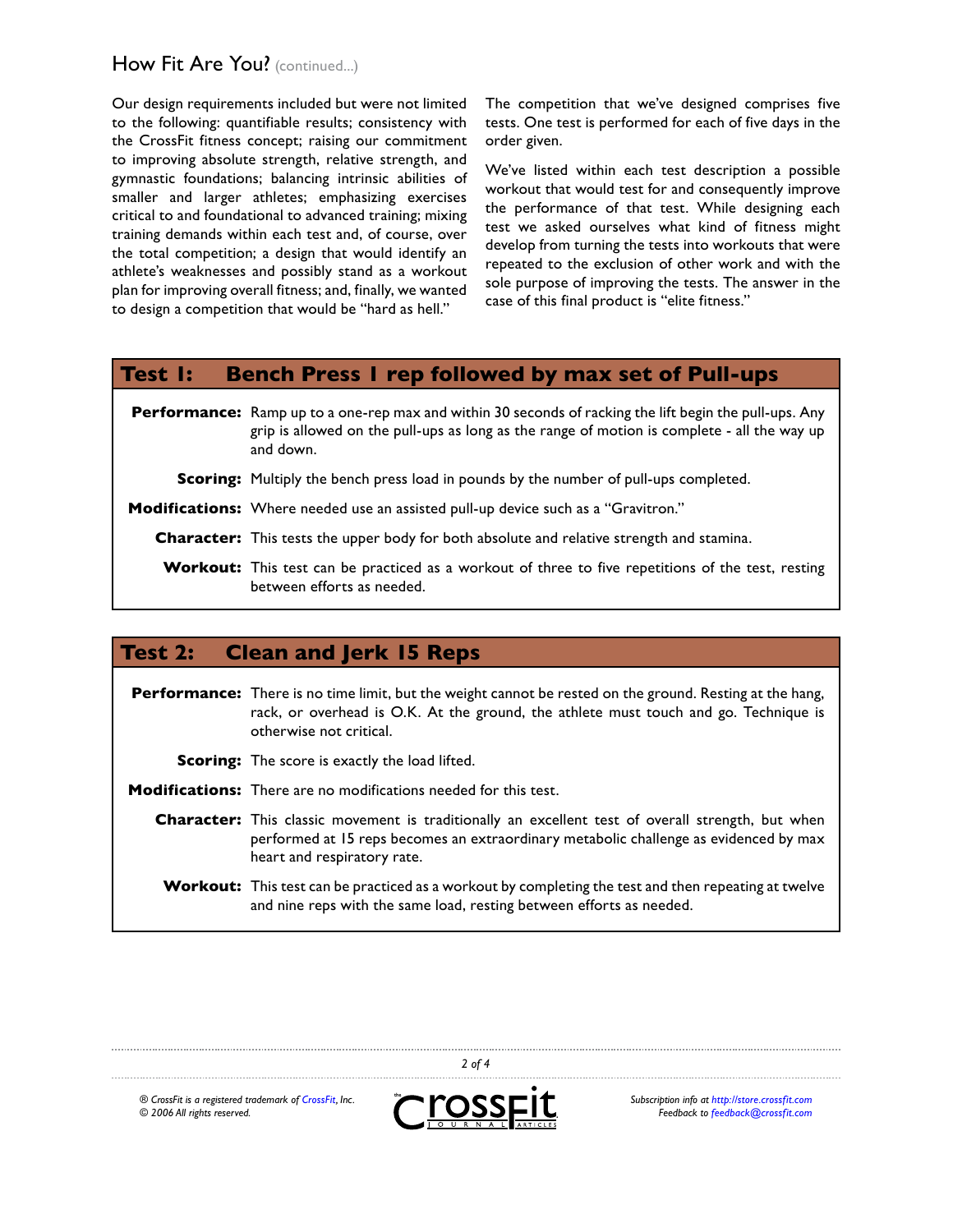Our design requirements included but were not limited to the following: quantifiable results; consistency with the CrossFit fitness concept; raising our commitment to improving absolute strength, relative strength, and gymnastic foundations; balancing intrinsic abilities of smaller and larger athletes; emphasizing exercises critical to and foundational to advanced training; mixing training demands within each test and, of course, over the total competition; a design that would identify an athlete's weaknesses and possibly stand as a workout plan for improving overall fitness; and, finally, we wanted to design a competition that would be "hard as hell."

The competition that we've designed comprises five tests. One test is performed for each of five days in the order given.

We've listed within each test description a possible workout that would test for and consequently improve the performance of that test. While designing each test we asked ourselves what kind of fitness might develop from turning the tests into workouts that were repeated to the exclusion of other work and with the sole purpose of improving the tests. The answer in the case of this final product is "elite fitness."

## Test 1: Bench Press 1 rep followed by max set of Pull-ups

**Performance:** Ramp up to a one-rep max and within 30 seconds of racking the lift begin the pull-ups. Any grip is allowed on the pull-ups as long as the range of motion is complete - all the way up and down.

**Scoring:** Multiply the bench press load in pounds by the number of pull-ups completed.

**Modifications:** Where needed use an assisted pull-up device such as a "Gravitron."

**Character:** This tests the upper body for both absolute and relative strength and stamina.

**Workout:** This test can be practiced as a workout of three to five repetitions of the test, resting between efforts as needed.

## Test 2: Clean and Jerk 15 Reps

**Performance:** There is no time limit, but the weight cannot be rested on the ground. Resting at the hang, rack, or overhead is O.K. At the ground, the athlete must touch and go. Technique is otherwise not critical.

**Scoring:** The score is exactly the load lifted.

**Modifications:** There are no modifications needed for this test.

**Character:** This classic movement is traditionally an excellent test of overall strength, but when performed at 15 reps becomes an extraordinary metabolic challenge as evidenced by max heart and respiratory rate.

**Workout:** This test can be practiced as a workout by completing the test and then repeating at twelve and nine reps with the same load, resting between efforts as needed.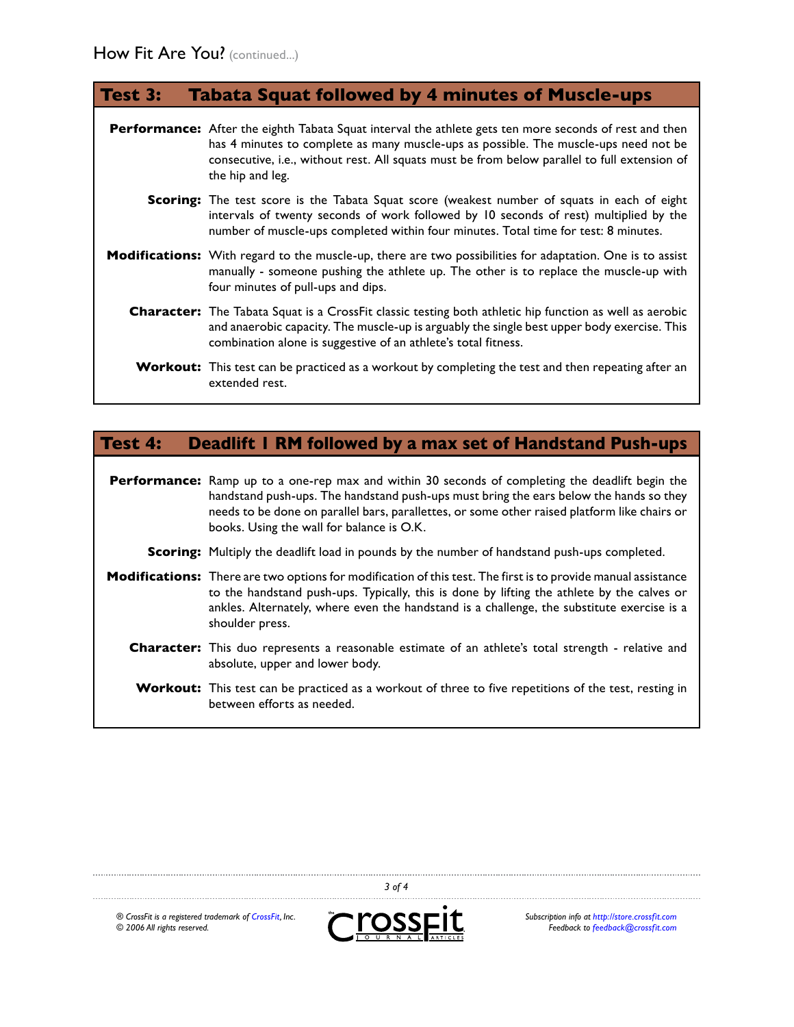## Test 3: Tabata Squat followed by 4 minutes of Muscle-ups

**Performance:** After the eighth Tabata Squat interval the athlete gets ten more seconds of rest and then has 4 minutes to complete as many muscle-ups as possible. The muscle-ups need not be consecutive, i.e., without rest. All squats must be from below parallel to full extension of the hip and leg.

**Scoring:** The test score is the Tabata Squat score (weakest number of squats in each of eight intervals of twenty seconds of work followed by 10 seconds of rest) multiplied by the number of muscle-ups completed within four minutes. Total time for test: 8 minutes.

**Modifications:** With regard to the muscle-up, there are two possibilities for adaptation. One is to assist manually - someone pushing the athlete up. The other is to replace the muscle-up with four minutes of pull-ups and dips.

**Character:** The Tabata Squat is a CrossFit classic testing both athletic hip function as well as aerobic and anaerobic capacity. The muscle-up is arguably the single best upper body exercise. This combination alone is suggestive of an athlete's total fitness.

**Workout:** This test can be practiced as a workout by completing the test and then repeating after an extended rest.

## Test 4: Deadlift 1 RM followed by a max set of Handstand Push-ups

**Performance:** Ramp up to a one-rep max and within 30 seconds of completing the deadlift begin the handstand push-ups. The handstand push-ups must bring the ears below the hands so they needs to be done on parallel bars, parallettes, or some other raised platform like chairs or books. Using the wall for balance is O.K.

**Scoring:** Multiply the deadlift load in pounds by the number of handstand push-ups completed.

**Modifications:** There are two options for modification of this test. The first is to provide manual assistance to the handstand push-ups. Typically, this is done by lifting the athlete by the calves or ankles. Alternately, where even the handstand is a challenge, the substitute exercise is a shoulder press.

**Character:** This duo represents a reasonable estimate of an athlete's total strength - relative and absolute, upper and lower body.

**Workout:** This test can be practiced as a workout of three to five repetitions of the test, resting in between efforts as needed.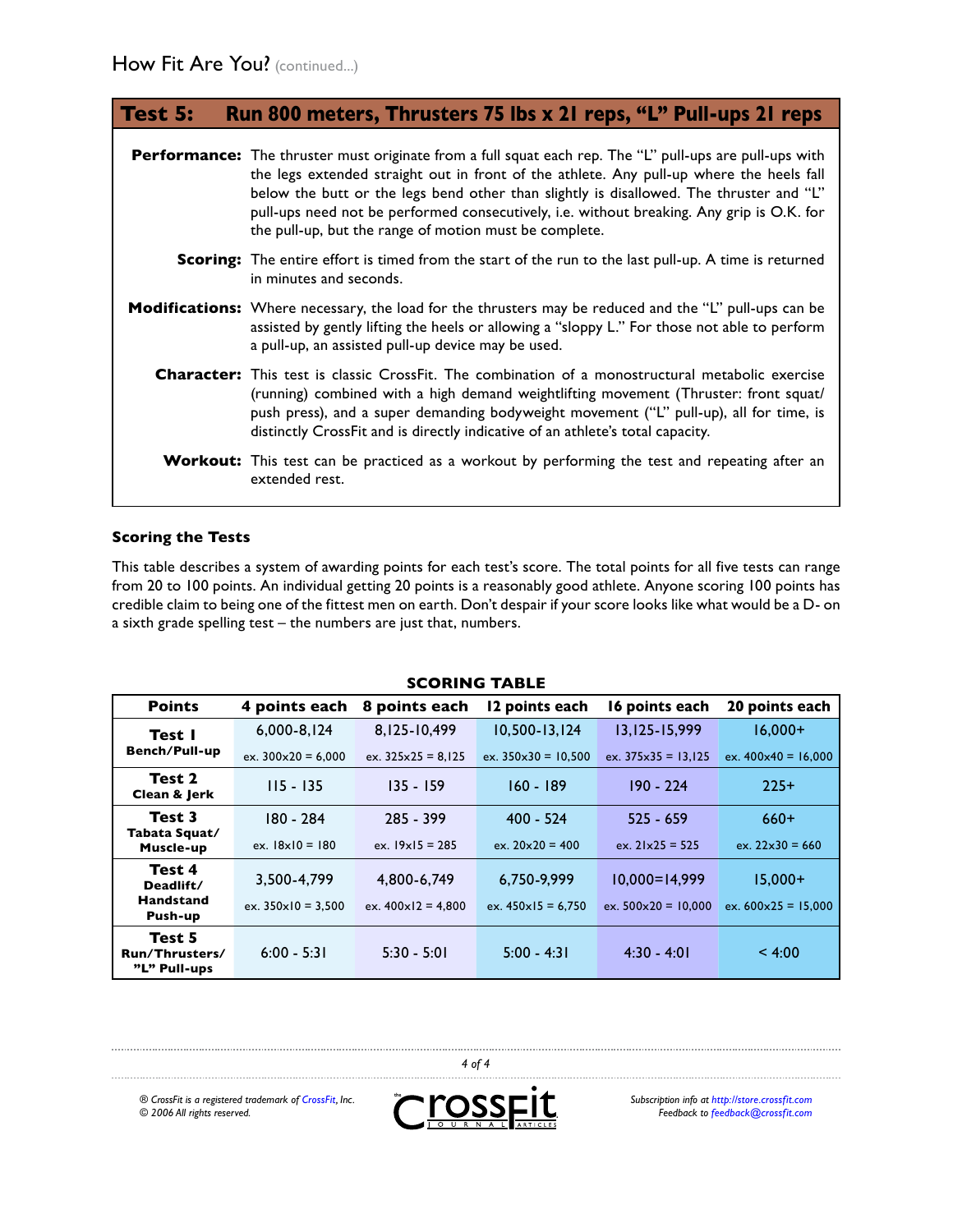## Test 5: Run 800 meters, Thrusters 75 lbs x 21 reps, "L" Pull-ups 21 reps

**Performance:** The thruster must originate from a full squat each rep. The "L" pull-ups are pull-ups with the legs extended straight out in front of the athlete. Any pull-up where the heels fall below the butt or the legs bend other than slightly is disallowed. The thruster and "L" pull-ups need not be performed consecutively, i.e. without breaking. Any grip is O.K. for the pull-up, but the range of motion must be complete.

**Scoring:** The entire effort is timed from the start of the run to the last pull-up. A time is returned in minutes and seconds.

**Modifications:** Where necessary, the load for the thrusters may be reduced and the "L" pull-ups can be assisted by gently lifting the heels or allowing a "sloppy L." For those not able to perform a pull-up, an assisted pull-up device may be used.

**Character:** This test is classic CrossFit. The combination of a monostructural metabolic exercise (running) combined with a high demand weightlifting movement (Thruster: front squat/push press), and a super demanding bodyweight movement ("L" pull-up), all for time, is distinctly CrossFit and is directly indicative of an athlete's total capacity.

**Workout:** This test can be practiced as a workout by performing the test and repeating after an extended rest.

### Scoring the Tests

This table describes a system of awarding points for each test's score. The total points for all five tests can range from 20 to 100 points. An individual getting 20 points is a reasonably good athlete. Anyone scoring 100 points has credible claim to being one of the fittest men on earth. Don't despair if your score looks like what would be a D- on a sixth grade spelling test – the numbers are just that, numbers.

**SCORING TABLE**

| Points | 4 points each | 8 points each | 12 points each | 16 points each | 20 points each |
|---|---|---|---|---|---|
| **Test 1** Bench/Pull-up | 6,000-8,124 ex. 300x20 = 6,000 | 8,125-10,499 ex. 325x25 = 8,125 | 10,500-13,124 ex. 350x30 = 10,500 | 13,125-15,999 ex. 375x35 = 13,125 | 16,000+ ex. 400x40 = 16,000 |
| **Test 2** Clean & Jerk | 115 - 135 | 135 - 159 | 160 - 189 | 190 - 224 | 225+ |
| **Test 3** Tabata Squat/ Muscle-up | 180 - 284 ex. 18x10 = 180 | 285 - 399 ex. 19x15 = 285 | 400 - 524 ex. 20x20 = 400 | 525 - 659 ex. 21x25 = 525 | 660+ ex. 22x30 = 660 |
| **Test 4** Deadlift/ Handstand Push-up | 3,500-4,799 ex. 350x10 = 3,500 | 4,800-6,749 ex. 400x12 = 4,800 | 6,750-9,999 ex. 450x15 = 6,750 | 10,000=14,999 ex. 500x20 = 10,000 | 15,000+ ex. 600x25 = 15,000 |
| **Test 5** Run/Thrusters/ "L" Pull-ups | 6:00 - 5:31 | 5:30 - 5:01 | 5:00 - 4:31 | 4:30 - 4:01 | < 4:00 |

® CrossFit is a registered trademark of CrossFit, Inc.
© 2006 All rights reserved.

Subscription info at http://store.crossfit.com
Feedback to feedback@crossfit.com